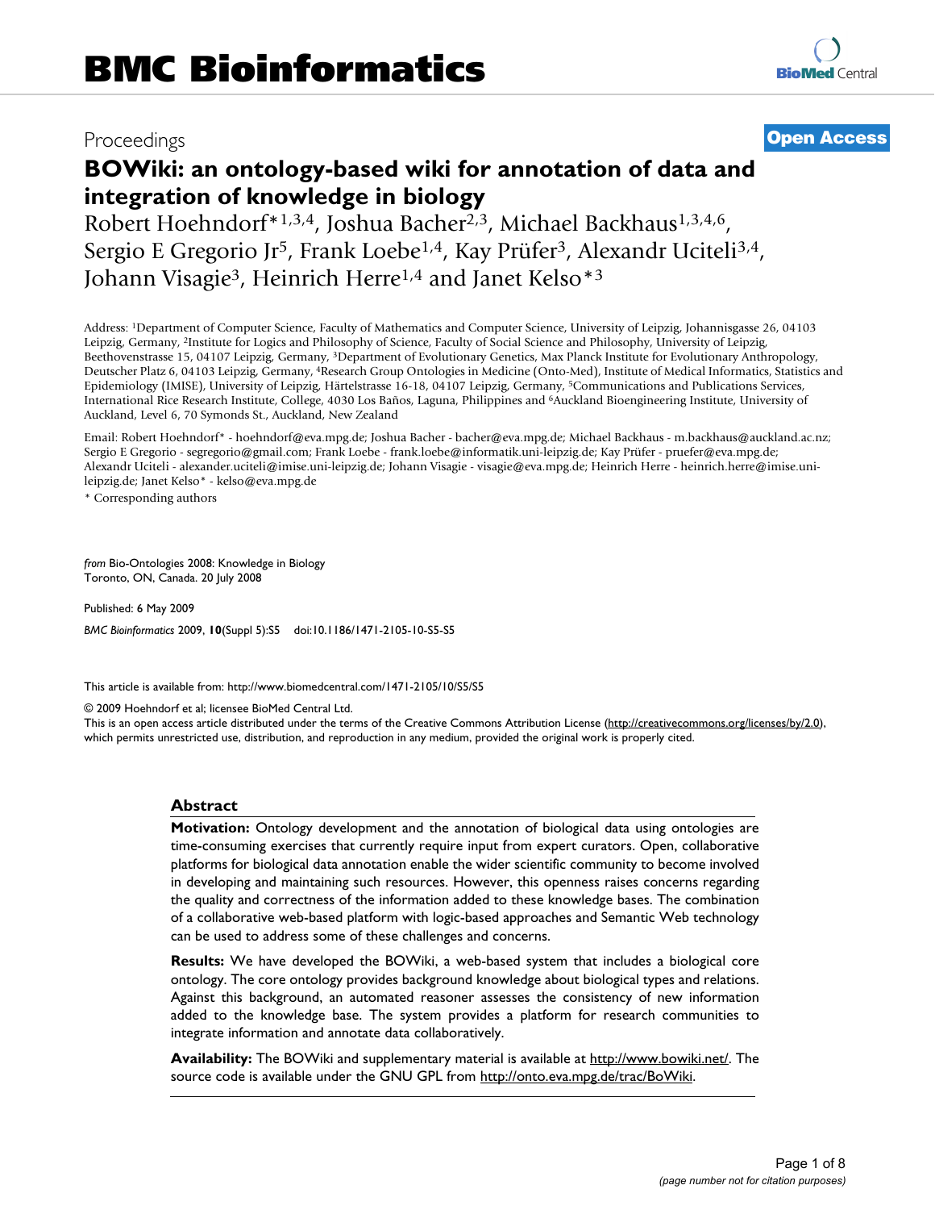# BMC Bioinformatics

Proceedings **Open Access**

# BOWiki: an ontology-based wiki for annotation of data and integration of knowledge in biology

Robert Hoehndorf*[1,3,4], Joshua Bacher[2,3], Michael Backhaus[1,3,4,6], Sergio E Gregorio Jr[5], Frank Loebe[1,4], Kay Prüfer[3], Alexandr Uciteli[3,4], Johann Visagie[3], Heinrich Herre[1,4] and Janet Kelso*[3]

Address: [1]Department of Computer Science, Faculty of Mathematics and Computer Science, University of Leipzig, Johannisgasse 26, 04103 Leipzig, Germany, [2]Institute for Logics and Philosophy of Science, Faculty of Social Science and Philosophy, University of Leipzig, Beethovenstrasse 15, 04107 Leipzig, Germany, [3]Department of Evolutionary Genetics, Max Planck Institute for Evolutionary Anthropology, Deutscher Platz 6, 04103 Leipzig, Germany, [4]Research Group Ontologies in Medicine (Onto-Med), Institute of Medical Informatics, Statistics and Epidemiology (IMISE), University of Leipzig, Härtelstrasse 16-18, 04107 Leipzig, Germany, [5]Communications and Publications Services, International Rice Research Institute, College, 4030 Los Baños, Laguna, Philippines and [6]Auckland Bioengineering Institute, University of Auckland, Level 6, 70 Symonds St., Auckland, New Zealand

Email: Robert Hoehndorf* - hoehndorf@eva.mpg.de; Joshua Bacher - bacher@eva.mpg.de; Michael Backhaus - m.backhaus@auckland.ac.nz; Sergio E Gregorio - segregorio@gmail.com; Frank Loebe - frank.loebe@informatik.uni-leipzig.de; Kay Prüfer - pruefer@eva.mpg.de; Alexandr Uciteli - alexander.uciteli@imise.uni-leipzig.de; Johann Visagie - visagie@eva.mpg.de; Heinrich Herre - heinrich.herre@imise.uni-leipzig.de; Janet Kelso* - kelso@eva.mpg.de

\* Corresponding authors

*from* Bio-Ontologies 2008: Knowledge in Biology
Toronto, ON, Canada. 20 July 2008

Published: 6 May 2009

*BMC Bioinformatics* 2009, **10**(Suppl 5):S5 doi:10.1186/1471-2105-10-S5-S5

This article is available from: http://www.biomedcentral.com/1471-2105/10/S5/S5

© 2009 Hoehndorf et al; licensee BioMed Central Ltd.
This is an open access article distributed under the terms of the Creative Commons Attribution License (http://creativecommons.org/licenses/by/2.0), which permits unrestricted use, distribution, and reproduction in any medium, provided the original work is properly cited.

## Abstract

**Motivation:** Ontology development and the annotation of biological data using ontologies are time-consuming exercises that currently require input from expert curators. Open, collaborative platforms for biological data annotation enable the wider scientific community to become involved in developing and maintaining such resources. However, this openness raises concerns regarding the quality and correctness of the information added to these knowledge bases. The combination of a collaborative web-based platform with logic-based approaches and Semantic Web technology can be used to address some of these challenges and concerns.

**Results:** We have developed the BOWiki, a web-based system that includes a biological core ontology. The core ontology provides background knowledge about biological types and relations. Against this background, an automated reasoner assesses the consistency of new information added to the knowledge base. The system provides a platform for research communities to integrate information and annotate data collaboratively.

**Availability:** The BOWiki and supplementary material is available at http://www.bowiki.net/. The source code is available under the GNU GPL from http://onto.eva.mpg.de/trac/BoWiki.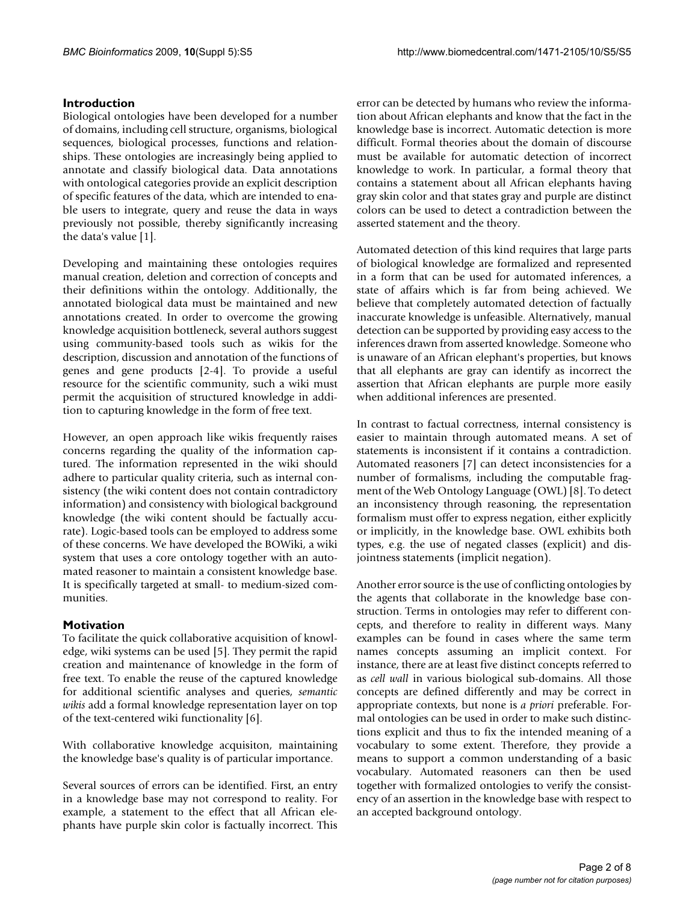## Introduction

Biological ontologies have been developed for a number of domains, including cell structure, organisms, biological sequences, biological processes, functions and relationships. These ontologies are increasingly being applied to annotate and classify biological data. Data annotations with ontological categories provide an explicit description of specific features of the data, which are intended to enable users to integrate, query and reuse the data in ways previously not possible, thereby significantly increasing the data's value [1].

Developing and maintaining these ontologies requires manual creation, deletion and correction of concepts and their definitions within the ontology. Additionally, the annotated biological data must be maintained and new annotations created. In order to overcome the growing knowledge acquisition bottleneck, several authors suggest using community-based tools such as wikis for the description, discussion and annotation of the functions of genes and gene products [2-4]. To provide a useful resource for the scientific community, such a wiki must permit the acquisition of structured knowledge in addition to capturing knowledge in the form of free text.

However, an open approach like wikis frequently raises concerns regarding the quality of the information captured. The information represented in the wiki should adhere to particular quality criteria, such as internal consistency (the wiki content does not contain contradictory information) and consistency with biological background knowledge (the wiki content should be factually accurate). Logic-based tools can be employed to address some of these concerns. We have developed the BOWiki, a wiki system that uses a core ontology together with an automated reasoner to maintain a consistent knowledge base. It is specifically targeted at small- to medium-sized communities.

## Motivation

To facilitate the quick collaborative acquisition of knowledge, wiki systems can be used [5]. They permit the rapid creation and maintenance of knowledge in the form of free text. To enable the reuse of the captured knowledge for additional scientific analyses and queries, *semantic wikis* add a formal knowledge representation layer on top of the text-centered wiki functionality [6].

With collaborative knowledge acquisiton, maintaining the knowledge base's quality is of particular importance.

Several sources of errors can be identified. First, an entry in a knowledge base may not correspond to reality. For example, a statement to the effect that all African elephants have purple skin color is factually incorrect. This error can be detected by humans who review the information about African elephants and know that the fact in the knowledge base is incorrect. Automatic detection is more difficult. Formal theories about the domain of discourse must be available for automatic detection of incorrect knowledge to work. In particular, a formal theory that contains a statement about all African elephants having gray skin color and that states gray and purple are distinct colors can be used to detect a contradiction between the asserted statement and the theory.

Automated detection of this kind requires that large parts of biological knowledge are formalized and represented in a form that can be used for automated inferences, a state of affairs which is far from being achieved. We believe that completely automated detection of factually inaccurate knowledge is unfeasible. Alternatively, manual detection can be supported by providing easy access to the inferences drawn from asserted knowledge. Someone who is unaware of an African elephant's properties, but knows that all elephants are gray can identify as incorrect the assertion that African elephants are purple more easily when additional inferences are presented.

In contrast to factual correctness, internal consistency is easier to maintain through automated means. A set of statements is inconsistent if it contains a contradiction. Automated reasoners [7] can detect inconsistencies for a number of formalisms, including the computable fragment of the Web Ontology Language (OWL) [8]. To detect an inconsistency through reasoning, the representation formalism must offer to express negation, either explicitly or implicitly, in the knowledge base. OWL exhibits both types, e.g. the use of negated classes (explicit) and disjointness statements (implicit negation).

Another error source is the use of conflicting ontologies by the agents that collaborate in the knowledge base construction. Terms in ontologies may refer to different concepts, and therefore to reality in different ways. Many examples can be found in cases where the same term names concepts assuming an implicit context. For instance, there are at least five distinct concepts referred to as *cell wall* in various biological sub-domains. All those concepts are defined differently and may be correct in appropriate contexts, but none is *a priori* preferable. Formal ontologies can be used in order to make such distinctions explicit and thus to fix the intended meaning of a vocabulary to some extent. Therefore, they provide a means to support a common understanding of a basic vocabulary. Automated reasoners can then be used together with formalized ontologies to verify the consistency of an assertion in the knowledge base with respect to an accepted background ontology.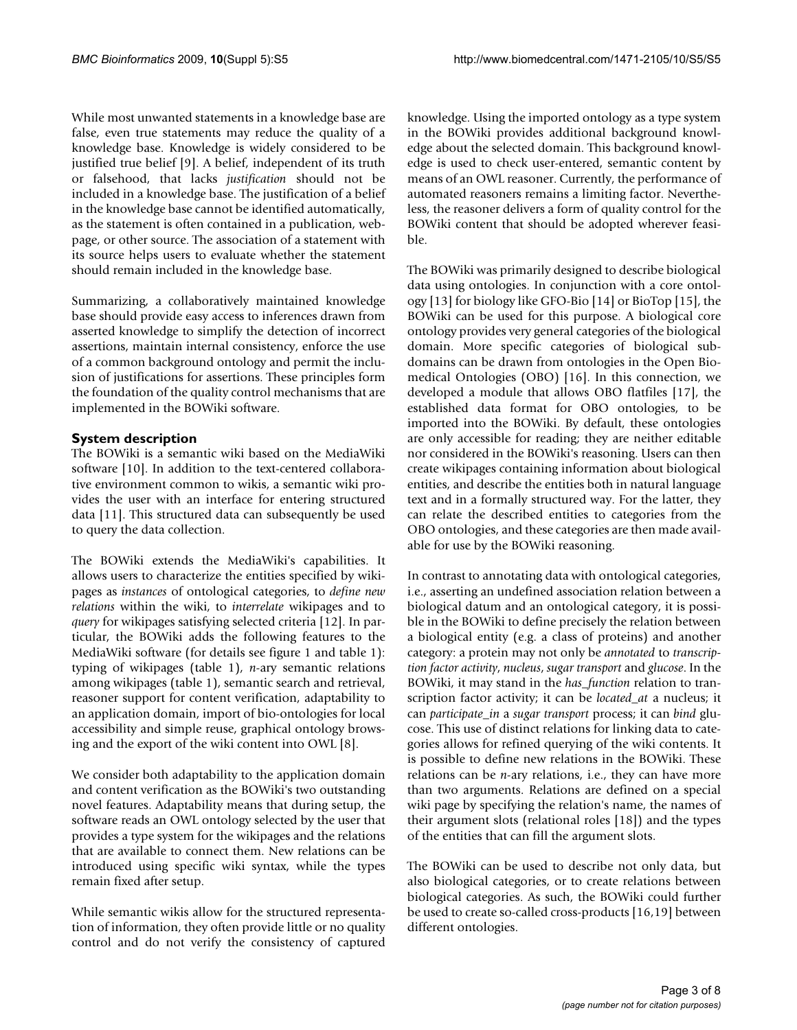While most unwanted statements in a knowledge base are false, even true statements may reduce the quality of a knowledge base. Knowledge is widely considered to be justified true belief [9]. A belief, independent of its truth or falsehood, that lacks *justification* should not be included in a knowledge base. The justification of a belief in the knowledge base cannot be identified automatically, as the statement is often contained in a publication, webpage, or other source. The association of a statement with its source helps users to evaluate whether the statement should remain included in the knowledge base.

Summarizing, a collaboratively maintained knowledge base should provide easy access to inferences drawn from asserted knowledge to simplify the detection of incorrect assertions, maintain internal consistency, enforce the use of a common background ontology and permit the inclusion of justifications for assertions. These principles form the foundation of the quality control mechanisms that are implemented in the BOWiki software.

## System description

The BOWiki is a semantic wiki based on the MediaWiki software [10]. In addition to the text-centered collaborative environment common to wikis, a semantic wiki provides the user with an interface for entering structured data [11]. This structured data can subsequently be used to query the data collection.

The BOWiki extends the MediaWiki's capabilities. It allows users to characterize the entities specified by wikipages as *instances* of ontological categories, to *define new relations* within the wiki, to *interrelate* wikipages and to *query* for wikipages satisfying selected criteria [12]. In particular, the BOWiki adds the following features to the MediaWiki software (for details see figure 1 and table 1): typing of wikipages (table 1), *n*-ary semantic relations among wikipages (table 1), semantic search and retrieval, reasoner support for content verification, adaptability to an application domain, import of bio-ontologies for local accessibility and simple reuse, graphical ontology browsing and the export of the wiki content into OWL [8].

We consider both adaptability to the application domain and content verification as the BOWiki's two outstanding novel features. Adaptability means that during setup, the software reads an OWL ontology selected by the user that provides a type system for the wikipages and the relations that are available to connect them. New relations can be introduced using specific wiki syntax, while the types remain fixed after setup.

While semantic wikis allow for the structured representation of information, they often provide little or no quality control and do not verify the consistency of captured knowledge. Using the imported ontology as a type system in the BOWiki provides additional background knowledge about the selected domain. This background knowledge is used to check user-entered, semantic content by means of an OWL reasoner. Currently, the performance of automated reasoners remains a limiting factor. Nevertheless, the reasoner delivers a form of quality control for the BOWiki content that should be adopted wherever feasible.

The BOWiki was primarily designed to describe biological data using ontologies. In conjunction with a core ontology [13] for biology like GFO-Bio [14] or BioTop [15], the BOWiki can be used for this purpose. A biological core ontology provides very general categories of the biological domain. More specific categories of biological subdomains can be drawn from ontologies in the Open Biomedical Ontologies (OBO) [16]. In this connection, we developed a module that allows OBO flatfiles [17], the established data format for OBO ontologies, to be imported into the BOWiki. By default, these ontologies are only accessible for reading; they are neither editable nor considered in the BOWiki's reasoning. Users can then create wikipages containing information about biological entities, and describe the entities both in natural language text and in a formally structured way. For the latter, they can relate the described entities to categories from the OBO ontologies, and these categories are then made available for use by the BOWiki reasoning.

In contrast to annotating data with ontological categories, i.e., asserting an undefined association relation between a biological datum and an ontological category, it is possible in the BOWiki to define precisely the relation between a biological entity (e.g. a class of proteins) and another category: a protein may not only be *annotated* to *transcription factor activity*, *nucleus*, *sugar transport* and *glucose*. In the BOWiki, it may stand in the *has_function* relation to transcription factor activity; it can be *located_at* a nucleus; it can *participate_in* a *sugar transport* process; it can *bind* glucose. This use of distinct relations for linking data to categories allows for refined querying of the wiki contents. It is possible to define new relations in the BOWiki. These relations can be *n*-ary relations, i.e., they can have more than two arguments. Relations are defined on a special wiki page by specifying the relation's name, the names of their argument slots (relational roles [18]) and the types of the entities that can fill the argument slots.

The BOWiki can be used to describe not only data, but also biological categories, or to create relations between biological categories. As such, the BOWiki could further be used to create so-called cross-products [16,19] between different ontologies.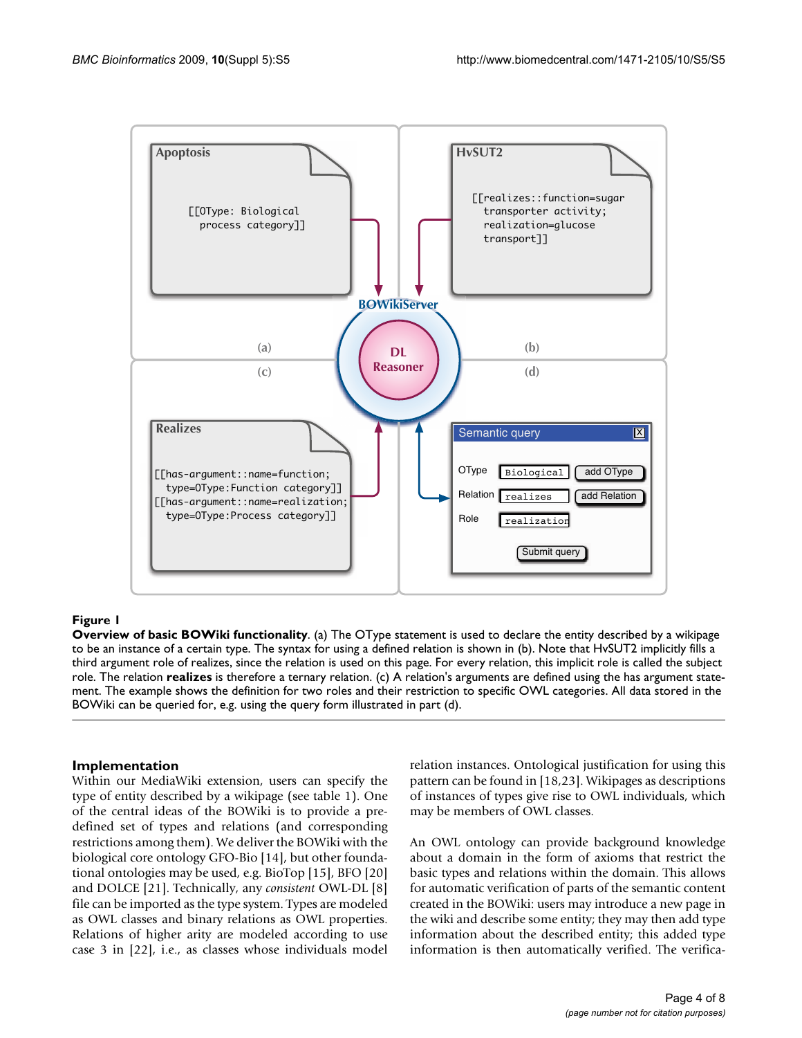**Figure 1**

**Overview of basic BOWiki functionality**. (a) The OType statement is used to declare the entity described by a wikipage to be an instance of a certain type. The syntax for using a defined relation is shown in (b). Note that HvSUT2 implicitly fills a third argument role of realizes, since the relation is used on this page. For every relation, this implicit role is called the subject role. The relation **realizes** is therefore a ternary relation. (c) A relation's arguments are defined using the has argument statement. The example shows the definition for two roles and their restriction to specific OWL categories. All data stored in the BOWiki can be queried for, e.g. using the query form illustrated in part (d).

## Implementation

Within our MediaWiki extension, users can specify the type of entity described by a wikipage (see table 1). One of the central ideas of the BOWiki is to provide a predefined set of types and relations (and corresponding restrictions among them). We deliver the BOWiki with the biological core ontology GFO-Bio [14], but other foundational ontologies may be used, e.g. BioTop [15], BFO [20] and DOLCE [21]. Technically, any *consistent* OWL-DL [8] file can be imported as the type system. Types are modeled as OWL classes and binary relations as OWL properties. Relations of higher arity are modeled according to use case 3 in [22], i.e., as classes whose individuals model relation instances. Ontological justification for using this pattern can be found in [18,23]. Wikipages as descriptions of instances of types give rise to OWL individuals, which may be members of OWL classes.

An OWL ontology can provide background knowledge about a domain in the form of axioms that restrict the basic types and relations within the domain. This allows for automatic verification of parts of the semantic content created in the BOWiki: users may introduce a new page in the wiki and describe some entity; they may then add type information about the described entity; this added type information is then automatically verified. The verifica-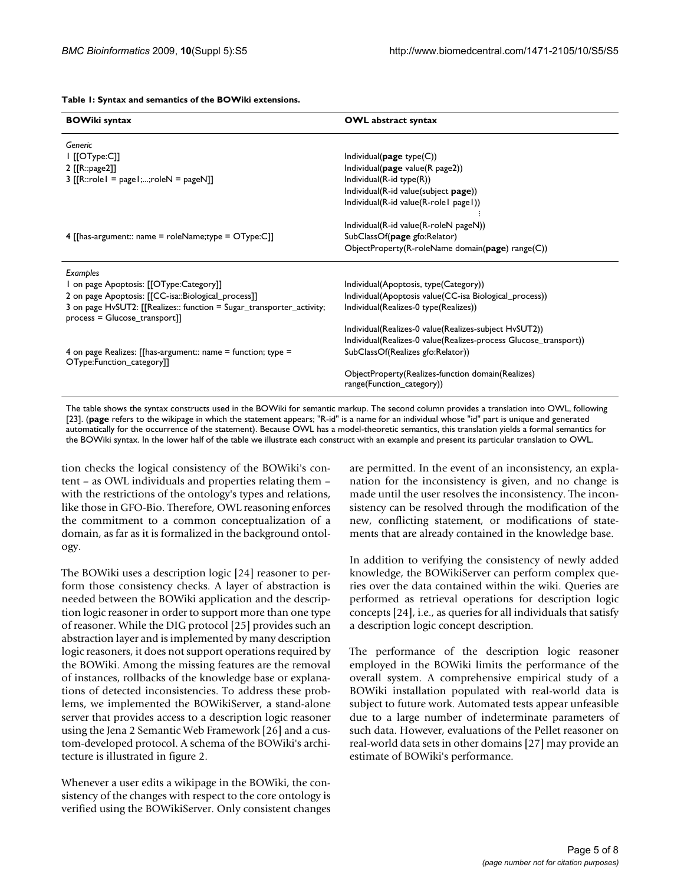**Table 1: Syntax and semantics of the BOWiki extensions.**

| BOWiki syntax | OWL abstract syntax |
| --- | --- |
| *Generic* | |
| 1 [[OType:C]] | Individual(**page** type(C)) |
| 2 [[R::page2]] | Individual(**page** value(R page2)) |
| 3 [[R::role1 = page1;...;roleN = pageN]] | Individual(R-id type(R)) |
| | Individual(R-id value(subject **page**)) |
| | Individual(R-id value(R-role1 page1)) |
| | ⋮ |
| | Individual(R-id value(R-roleN pageN)) |
| 4 [[has-argument:: name = roleName;type = OType:C]] | SubClassOf(**page** gfo:Relator) |
| | ObjectProperty(R-roleName domain(**page**) range(C)) |
| *Examples* | |
| 1 on page Apoptosis: [[OType:Category]] | Individual(Apoptosis, type(Category)) |
| 2 on page Apoptosis: [[CC-isa::Biological_process]] | Individual(Apoptosis value(CC-isa Biological_process)) |
| 3 on page HvSUT2: [[Realizes:: function = Sugar_transporter_activity; process = Glucose_transport]] | Individual(Realizes-0 type(Realizes)) |
| | Individual(Realizes-0 value(Realizes-subject HvSUT2)) |
| | Individual(Realizes-0 value(Realizes-process Glucose_transport)) |
| 4 on page Realizes: [[has-argument:: name = function; type = OType:Function_category]] | SubClassOf(Realizes gfo:Relator)) |
| | ObjectProperty(Realizes-function domain(Realizes) range(Function_category)) |

The table shows the syntax constructs used in the BOWiki for semantic markup. The second column provides a translation into OWL, following [23]. (**page** refers to the wikipage in which the statement appears; "R-id" is a name for an individual whose "id" part is unique and generated automatically for the occurrence of the statement). Because OWL has a model-theoretic semantics, this translation yields a formal semantics for the BOWiki syntax. In the lower half of the table we illustrate each construct with an example and present its particular translation to OWL.

tion checks the logical consistency of the BOWiki's content – as OWL individuals and properties relating them – with the restrictions of the ontology's types and relations, like those in GFO-Bio. Therefore, OWL reasoning enforces the commitment to a common conceptualization of a domain, as far as it is formalized in the background ontology.

The BOWiki uses a description logic [24] reasoner to perform those consistency checks. A layer of abstraction is needed between the BOWiki application and the description logic reasoner in order to support more than one type of reasoner. While the DIG protocol [25] provides such an abstraction layer and is implemented by many description logic reasoners, it does not support operations required by the BOWiki. Among the missing features are the removal of instances, rollbacks of the knowledge base or explanations of detected inconsistencies. To address these problems, we implemented the BOWikiServer, a stand-alone server that provides access to a description logic reasoner using the Jena 2 Semantic Web Framework [26] and a custom-developed protocol. A schema of the BOWiki's architecture is illustrated in figure 2.

Whenever a user edits a wikipage in the BOWiki, the consistency of the changes with respect to the core ontology is verified using the BOWikiServer. Only consistent changes are permitted. In the event of an inconsistency, an explanation for the inconsistency is given, and no change is made until the user resolves the inconsistency. The inconsistency can be resolved through the modification of the new, conflicting statement, or modifications of statements that are already contained in the knowledge base.

In addition to verifying the consistency of newly added knowledge, the BOWikiServer can perform complex queries over the data contained within the wiki. Queries are performed as retrieval operations for description logic concepts [24], i.e., as queries for all individuals that satisfy a description logic concept description.

The performance of the description logic reasoner employed in the BOWiki limits the performance of the overall system. A comprehensive empirical study of a BOWiki installation populated with real-world data is subject to future work. Automated tests appear unfeasible due to a large number of indeterminate parameters of such data. However, evaluations of the Pellet reasoner on real-world data sets in other domains [27] may provide an estimate of BOWiki's performance.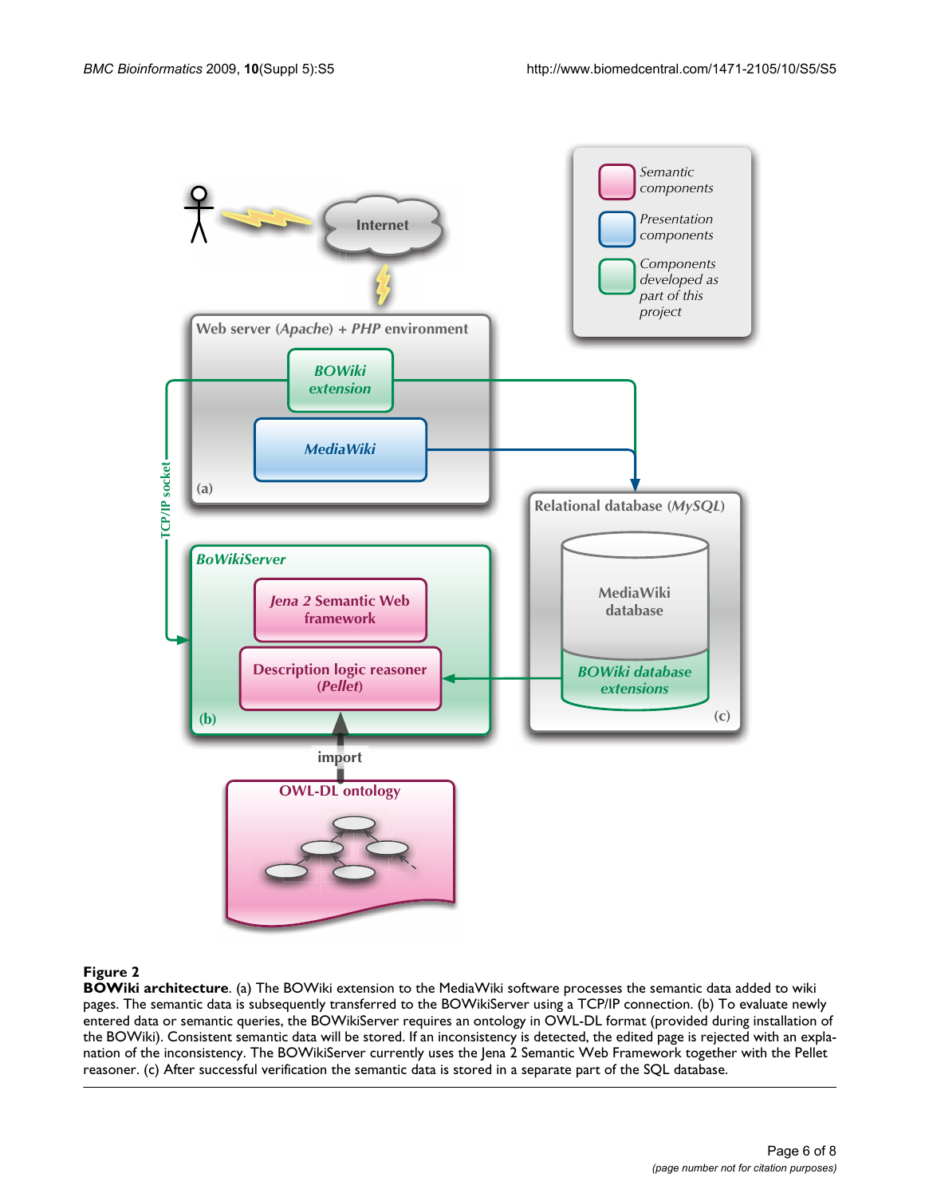**Figure 2**

**BOWiki architecture**. (a) The BOWiki extension to the MediaWiki software processes the semantic data added to wiki pages. The semantic data is subsequently transferred to the BOWikiServer using a TCP/IP connection. (b) To evaluate newly entered data or semantic queries, the BOWikiServer requires an ontology in OWL-DL format (provided during installation of the BOWiki). Consistent semantic data will be stored. If an inconsistency is detected, the edited page is rejected with an explanation of the inconsistency. The BOWikiServer currently uses the Jena 2 Semantic Web Framework together with the Pellet reasoner. (c) After successful verification the semantic data is stored in a separate part of the SQL database.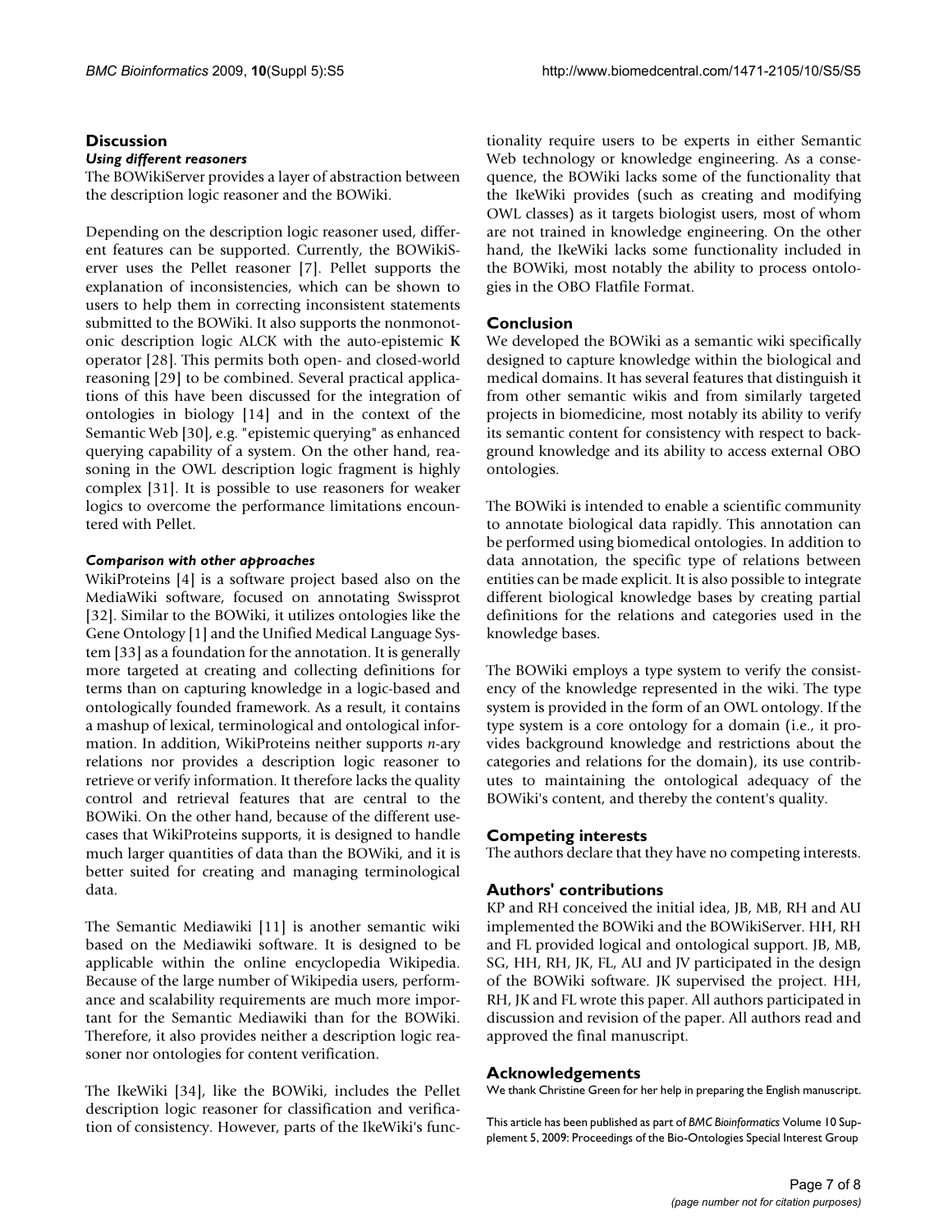## Discussion

### *Using different reasoners*

The BOWikiServer provides a layer of abstraction between the description logic reasoner and the BOWiki.

Depending on the description logic reasoner used, different features can be supported. Currently, the BOWikiServer uses the Pellet reasoner [7]. Pellet supports the explanation of inconsistencies, which can be shown to users to help them in correcting inconsistent statements submitted to the BOWiki. It also supports the nonmonotonic description logic ALCK with the auto-epistemic **K** operator [28]. This permits both open- and closed-world reasoning [29] to be combined. Several practical applications of this have been discussed for the integration of ontologies in biology [14] and in the context of the Semantic Web [30], e.g. "epistemic querying" as enhanced querying capability of a system. On the other hand, reasoning in the OWL description logic fragment is highly complex [31]. It is possible to use reasoners for weaker logics to overcome the performance limitations encountered with Pellet.

### *Comparison with other approaches*

WikiProteins [4] is a software project based also on the MediaWiki software, focused on annotating Swissprot [32]. Similar to the BOWiki, it utilizes ontologies like the Gene Ontology [1] and the Unified Medical Language System [33] as a foundation for the annotation. It is generally more targeted at creating and collecting definitions for terms than on capturing knowledge in a logic-based and ontologically founded framework. As a result, it contains a mashup of lexical, terminological and ontological information. In addition, WikiProteins neither supports *n*-ary relations nor provides a description logic reasoner to retrieve or verify information. It therefore lacks the quality control and retrieval features that are central to the BOWiki. On the other hand, because of the different use-cases that WikiProteins supports, it is designed to handle much larger quantities of data than the BOWiki, and it is better suited for creating and managing terminological data.

The Semantic Mediawiki [11] is another semantic wiki based on the Mediawiki software. It is designed to be applicable within the online encyclopedia Wikipedia. Because of the large number of Wikipedia users, performance and scalability requirements are much more important for the Semantic Mediawiki than for the BOWiki. Therefore, it also provides neither a description logic reasoner nor ontologies for content verification.

The IkeWiki [34], like the BOWiki, includes the Pellet description logic reasoner for classification and verification of consistency. However, parts of the IkeWiki's functionality require users to be experts in either Semantic Web technology or knowledge engineering. As a consequence, the BOWiki lacks some of the functionality that the IkeWiki provides (such as creating and modifying OWL classes) as it targets biologist users, most of whom are not trained in knowledge engineering. On the other hand, the IkeWiki lacks some functionality included in the BOWiki, most notably the ability to process ontologies in the OBO Flatfile Format.

## Conclusion

We developed the BOWiki as a semantic wiki specifically designed to capture knowledge within the biological and medical domains. It has several features that distinguish it from other semantic wikis and from similarly targeted projects in biomedicine, most notably its ability to verify its semantic content for consistency with respect to background knowledge and its ability to access external OBO ontologies.

The BOWiki is intended to enable a scientific community to annotate biological data rapidly. This annotation can be performed using biomedical ontologies. In addition to data annotation, the specific type of relations between entities can be made explicit. It is also possible to integrate different biological knowledge bases by creating partial definitions for the relations and categories used in the knowledge bases.

The BOWiki employs a type system to verify the consistency of the knowledge represented in the wiki. The type system is provided in the form of an OWL ontology. If the type system is a core ontology for a domain (i.e., it provides background knowledge and restrictions about the categories and relations for the domain), its use contributes to maintaining the ontological adequacy of the BOWiki's content, and thereby the content's quality.

## Competing interests

The authors declare that they have no competing interests.

## Authors' contributions

KP and RH conceived the initial idea, JB, MB, RH and AU implemented the BOWiki and the BOWikiServer. HH, RH and FL provided logical and ontological support. JB, MB, SG, HH, RH, JK, FL, AU and JV participated in the design of the BOWiki software. JK supervised the project. HH, RH, JK and FL wrote this paper. All authors participated in discussion and revision of the paper. All authors read and approved the final manuscript.

## Acknowledgements

We thank Christine Green for her help in preparing the English manuscript.

This article has been published as part of *BMC Bioinformatics* Volume 10 Supplement 5, 2009: Proceedings of the Bio-Ontologies Special Interest Group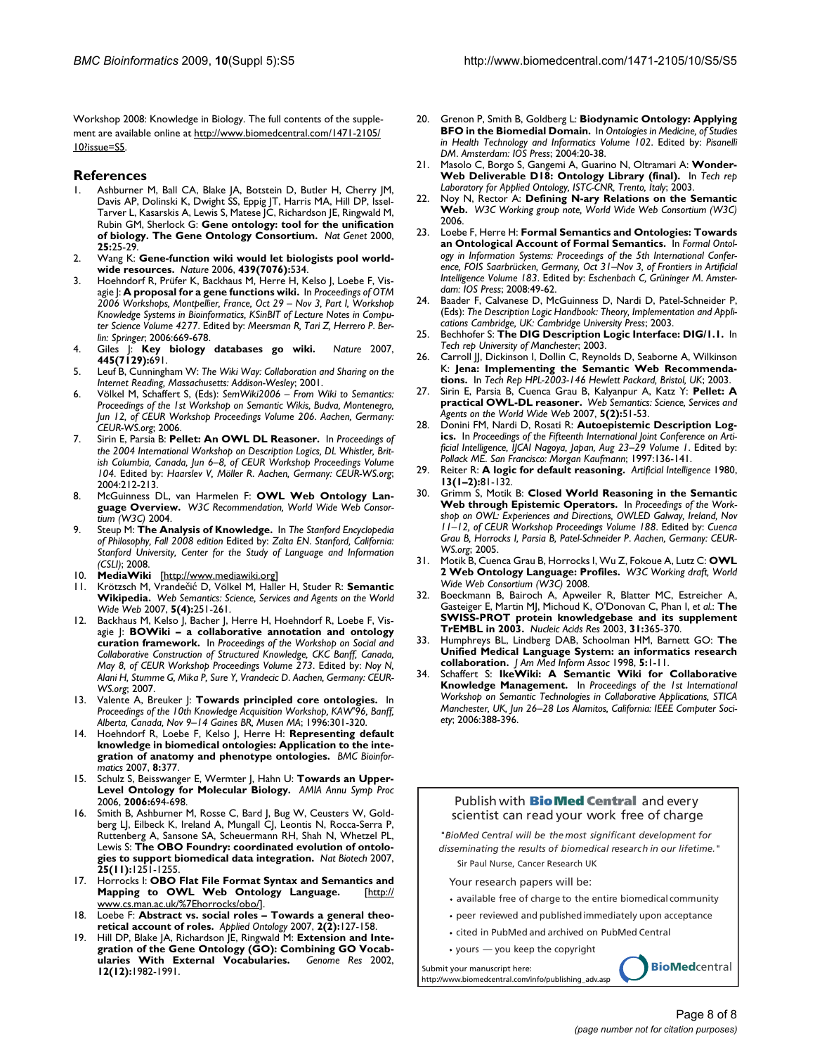Workshop 2008: Knowledge in Biology. The full contents of the supplement are available online at http://www.biomedcentral.com/1471-2105/10?issue=S5.

## References

1. Ashburner M, Ball CA, Blake JA, Botstein D, Butler H, Cherry JM, Davis AP, Dolinski K, Dwight SS, Eppig JT, Harris MA, Hill DP, Issel-Tarver L, Kasarskis A, Lewis S, Matese JC, Richardson JE, Ringwald M, Rubin GM, Sherlock G: **Gene ontology: tool for the unification of biology. The Gene Ontology Consortium.** *Nat Genet* 2000, **25:**25-29.
2. Wang K: **Gene-function wiki would let biologists pool worldwide resources.** *Nature* 2006, **439(7076):**534.
3. Hoehndorf R, Prüfer K, Backhaus M, Herre H, Kelso J, Loebe F, Visagie J: **A proposal for a gene functions wiki.** In *Proceedings of OTM 2006 Workshops, Montpellier, France, Oct 29 – Nov 3, Part I, Workshop Knowledge Systems in Bioinformatics, KSinBIT of Lecture Notes in Computer Science Volume 4277*. Edited by: *Meersman R, Tari Z, Herrero P. Berlin: Springer*; 2006:669-678.
4. Giles J: **Key biology databases go wiki.** *Nature* 2007, **445(7129):**691.
5. Leuf B, Cunningham W: *The Wiki Way: Collaboration and Sharing on the Internet Reading, Massachusetts: Addison-Wesley*; 2001.
6. Völkel M, Schaffert S, (Eds): *SemWiki2006 – From Wiki to Semantics: Proceedings of the 1st Workshop on Semantic Wikis, Budva, Montenegro, Jun 12, of CEUR Workshop Proceedings Volume 206. Aachen, Germany: CEUR-WS.org*; 2006.
7. Sirin E, Parsia B: **Pellet: An OWL DL Reasoner.** In *Proceedings of the 2004 International Workshop on Description Logics, DL Whistler, British Columbia, Canada, Jun 6–8, of CEUR Workshop Proceedings Volume 104*. Edited by: *Haarslev V, Möller R. Aachen, Germany: CEUR-WS.org*; 2004:212-213.
8. McGuinness DL, van Harmelen F: **OWL Web Ontology Language Overview.** *W3C Recommendation, World Wide Web Consortium (W3C)* 2004.
9. Steup M: **The Analysis of Knowledge.** In *The Stanford Encyclopedia of Philosophy, Fall 2008 edition* Edited by: *Zalta EN. Stanford, California: Stanford University, Center for the Study of Language and Information (CSLI)*; 2008.
10. **MediaWiki** [http://www.mediawiki.org]
11. Krötzsch M, Vrandečić D, Völkel M, Haller H, Studer R: **Semantic Wikipedia.** *Web Semantics: Science, Services and Agents on the World Wide Web* 2007, **5(4):**251-261.
12. Backhaus M, Kelso J, Bacher J, Herre H, Hoehndorf R, Loebe F, Visagie J: **BOWiki – a collaborative annotation and ontology curation framework.** In *Proceedings of the Workshop on Social and Collaborative Construction of Structured Knowledge, CKC Banff, Canada, May 8, of CEUR Workshop Proceedings Volume 273*. Edited by: *Noy N, Alani H, Stumme G, Mika P, Sure Y, Vrandecic D. Aachen, Germany: CEUR-WS.org*; 2007.
13. Valente A, Breuker J: **Towards principled core ontologies.** In *Proceedings of the 10th Knowledge Acquisition Workshop, KAW'96, Banff, Alberta, Canada, Nov 9–14 Gaines BR, Musen MA*; 1996:301-320.
14. Hoehndorf R, Loebe F, Kelso J, Herre H: **Representing default knowledge in biomedical ontologies: Application to the integration of anatomy and phenotype ontologies.** *BMC Bioinformatics* 2007, **8:**377.
15. Schulz S, Beisswanger E, Wermter J, Hahn U: **Towards an Upper-Level Ontology for Molecular Biology.** *AMIA Annu Symp Proc* 2006, **2006:**694-698.
16. Smith B, Ashburner M, Rosse C, Bard J, Bug W, Ceusters W, Goldberg LJ, Eilbeck K, Ireland A, Mungall CJ, Leontis N, Rocca-Serra P, Ruttenberg A, Sansone SA, Scheuermann RH, Shah N, Whetzel PL, Lewis S: **The OBO Foundry: coordinated evolution of ontologies to support biomedical data integration.** *Nat Biotech* 2007, **25(11):**1251-1255.
17. Horrocks I: **OBO Flat File Format Syntax and Semantics and Mapping to OWL Web Ontology Language.** [http://www.cs.man.ac.uk/%7Ehorrocks/obo/].
18. Loebe F: **Abstract vs. social roles – Towards a general theoretical account of roles.** *Applied Ontology* 2007, **2(2):**127-158.
19. Hill DP, Blake JA, Richardson JE, Ringwald M: **Extension and Integration of the Gene Ontology (GO): Combining GO Vocabularies With External Vocabularies.** *Genome Res* 2002, **12(12):**1982-1991.
20. Grenon P, Smith B, Goldberg L: **Biodynamic Ontology: Applying BFO in the Biomedial Domain.** In *Ontologies in Medicine, of Studies in Health Technology and Informatics Volume 102*. Edited by: *Pisanelli DM. Amsterdam: IOS Press*; 2004:20-38.
21. Masolo C, Borgo S, Gangemi A, Guarino N, Oltramari A: **Wonder-Web Deliverable D18: Ontology Library (final).** In *Tech rep Laboratory for Applied Ontology, ISTC-CNR, Trento, Italy*; 2003.
22. Noy N, Rector A: **Defining N-ary Relations on the Semantic Web.** *W3C Working group note, World Wide Web Consortium (W3C)* 2006.
23. Loebe F, Herre H: **Formal Semantics and Ontologies: Towards an Ontological Account of Formal Semantics.** In *Formal Ontology in Information Systems: Proceedings of the 5th International Conference, FOIS Saarbrücken, Germany, Oct 31–Nov 3, of Frontiers in Artificial Intelligence Volume 183*. Edited by: *Eschenbach C, Grüninger M. Amsterdam: IOS Press*; 2008:49-62.
24. Baader F, Calvanese D, McGuinness D, Nardi D, Patel-Schneider P, (Eds): *The Description Logic Handbook: Theory, Implementation and Applications Cambridge, UK: Cambridge University Press*; 2003.
25. Bechhofer S: **The DIG Description Logic Interface: DIG/1.1.** In *Tech rep University of Manchester*; 2003.
26. Carroll JJ, Dickinson I, Dollin C, Reynolds D, Seaborne A, Wilkinson K: **Jena: Implementing the Semantic Web Recommendations.** In *Tech Rep HPL-2003-146 Hewlett Packard, Bristol, UK*; 2003.
27. Sirin E, Parsia B, Cuenca Grau B, Kalyanpur A, Katz Y: **Pellet: A practical OWL-DL reasoner.** *Web Semantics: Science, Services and Agents on the World Wide Web* 2007, **5(2):**51-53.
28. Donini FM, Nardi D, Rosati R: **Autoepistemic Description Logics.** In *Proceedings of the Fifteenth International Joint Conference on Artificial Intelligence, IJCAI Nagoya, Japan, Aug 23–29 Volume 1*. Edited by: *Pollack ME. San Francisco: Morgan Kaufmann*; 1997:136-141.
29. Reiter R: **A logic for default reasoning.** *Artificial Intelligence* 1980, **13(1–2):**81-132.
30. Grimm S, Motik B: **Closed World Reasoning in the Semantic Web through Epistemic Operators.** In *Proceedings of the Workshop on OWL: Experiences and Directions, OWLED Galway, Ireland, Nov 11–12, of CEUR Workshop Proceedings Volume 188*. Edited by: *Cuenca Grau B, Horrocks I, Parsia B, Patel-Schneider P. Aachen, Germany: CEUR-WS.org*; 2005.
31. Motik B, Cuenca Grau B, Horrocks I, Wu Z, Fokoue A, Lutz C: **OWL 2 Web Ontology Language: Profiles.** *W3C Working draft, World Wide Web Consortium (W3C)* 2008.
32. Boeckmann B, Bairoch A, Apweiler R, Blatter MC, Estreicher A, Gasteiger E, Martin MJ, Michoud K, O'Donovan C, Phan I, *et al.*: **The SWISS-PROT protein knowledgebase and its supplement TrEMBL in 2003.** *Nucleic Acids Res* 2003, **31:**365-370.
33. Humphreys BL, Lindberg DAB, Schoolman HM, Barnett GO: **The Unified Medical Language System: an informatics research collaboration.** *J Am Med Inform Assoc* 1998, **5:**1-11.
34. Schaffert S: **IkeWiki: A Semantic Wiki for Collaborative Knowledge Management.** In *Proceedings of the 1st International Workshop on Semantic Technologies in Collaborative Applications, STICA Manchester, UK, Jun 26–28 Los Alamitos, California: IEEE Computer Society*; 2006:388-396.

Publish with **BioMed Central** and every scientist can read your work free of charge

*"BioMed Central will be the most significant development for disseminating the results of biomedical research in our lifetime."*

Sir Paul Nurse, Cancer Research UK

Your research papers will be:

- available free of charge to the entire biomedical community
- peer reviewed and published immediately upon acceptance
- cited in PubMed and archived on PubMed Central
- yours — you keep the copyright

Submit your manuscript here:
http://www.biomedcentral.com/info/publishing_adv.asp

BioMedcentral